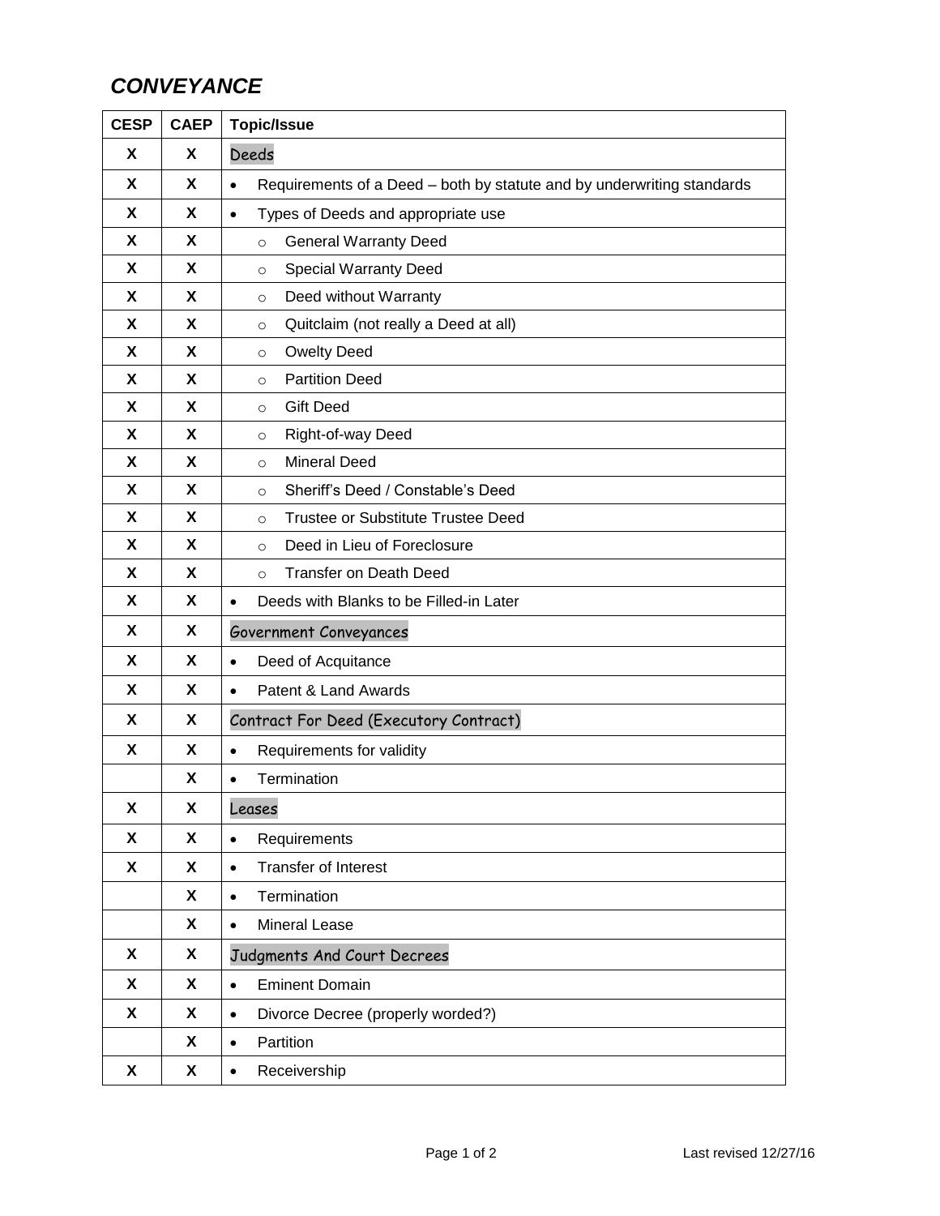# *CONVEYANCE*

| CESP | CAEP | Topic/Issue |
|---|---|---|
| X | X | Deeds |
| X | X | • Requirements of a Deed – both by statute and by underwriting standards |
| X | X | • Types of Deeds and appropriate use |
| X | X | ○ General Warranty Deed |
| X | X | ○ Special Warranty Deed |
| X | X | ○ Deed without Warranty |
| X | X | ○ Quitclaim (not really a Deed at all) |
| X | X | ○ Owelty Deed |
| X | X | ○ Partition Deed |
| X | X | ○ Gift Deed |
| X | X | ○ Right-of-way Deed |
| X | X | ○ Mineral Deed |
| X | X | ○ Sheriff's Deed / Constable's Deed |
| X | X | ○ Trustee or Substitute Trustee Deed |
| X | X | ○ Deed in Lieu of Foreclosure |
| X | X | ○ Transfer on Death Deed |
| X | X | • Deeds with Blanks to be Filled-in Later |
| X | X | Government Conveyances |
| X | X | • Deed of Acquitance |
| X | X | • Patent & Land Awards |
| X | X | Contract For Deed (Executory Contract) |
| X | X | • Requirements for validity |
| | X | • Termination |
| X | X | Leases |
| X | X | • Requirements |
| X | X | • Transfer of Interest |
| | X | • Termination |
| | X | • Mineral Lease |
| X | X | Judgments And Court Decrees |
| X | X | • Eminent Domain |
| X | X | • Divorce Decree (properly worded?) |
| | X | • Partition |
| X | X | • Receivership |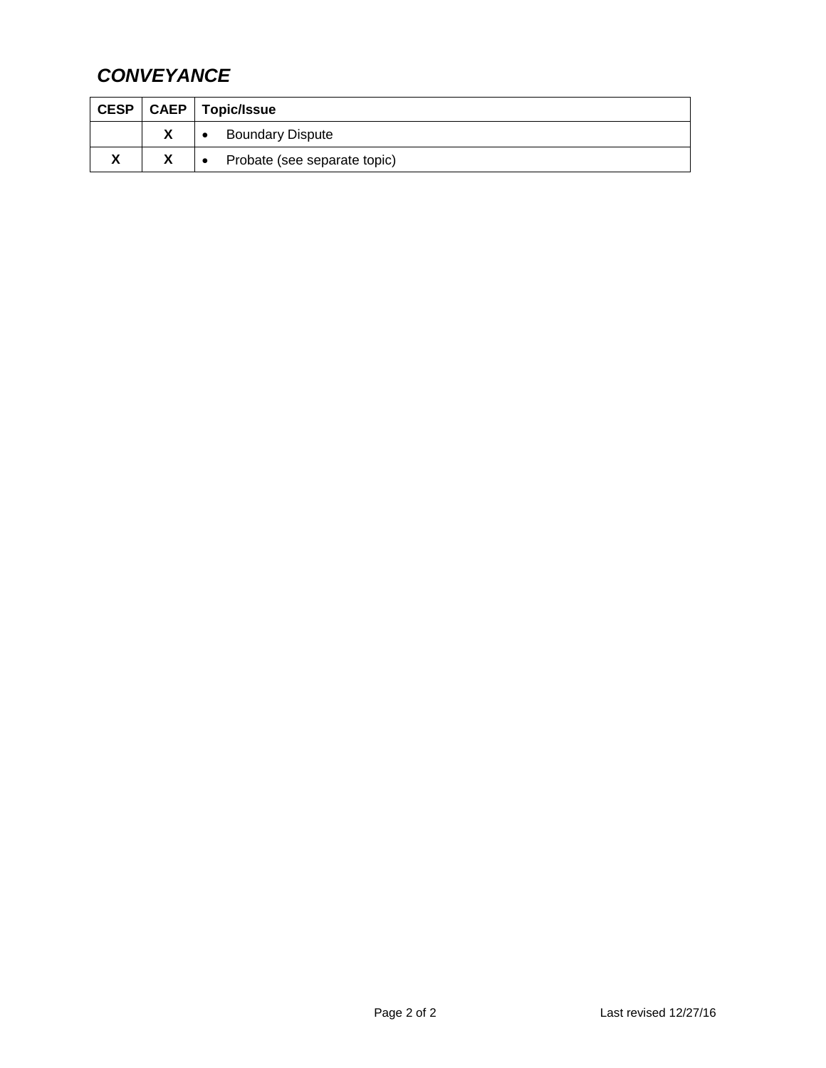## *CONVEYANCE*

| CESP | CAEP | Topic/Issue |
|---|---|---|
| | X | • Boundary Dispute |
| X | X | • Probate (see separate topic) |